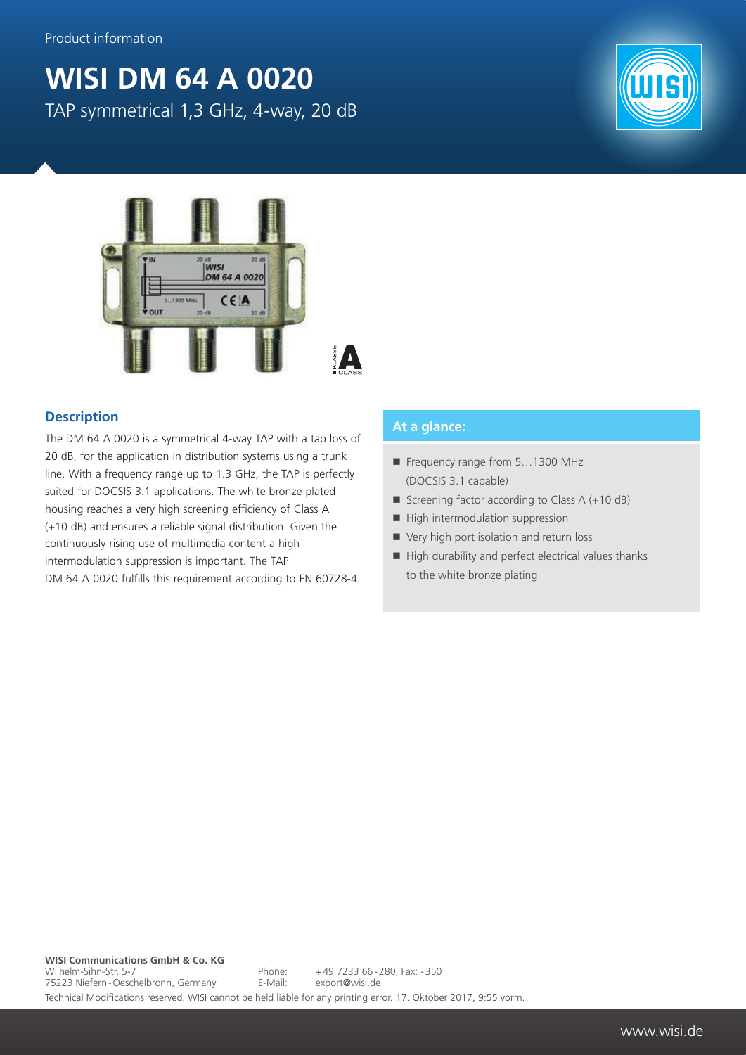Product information

# WISI DM 64 A 0020

TAP symmetrical 1,3 GHz, 4-way, 20 dB

## Description

The DM 64 A 0020 is a symmetrical 4-way TAP with a tap loss of 20 dB, for the application in distribution systems using a trunk line. With a frequency range up to 1.3 GHz, the TAP is perfectly suited for DOCSIS 3.1 applications. The white bronze plated housing reaches a very high screening efficiency of Class A (+10 dB) and ensures a reliable signal distribution. Given the continuously rising use of multimedia content a high intermodulation suppression is important. The TAP DM 64 A 0020 fulfills this requirement according to EN 60728-4.

## At a glance:

- Frequency range from 5…1300 MHz (DOCSIS 3.1 capable)
- Screening factor according to Class A (+10 dB)
- High intermodulation suppression
- Very high port isolation and return loss
- High durability and perfect electrical values thanks to the white bronze plating

**WISI Communications GmbH & Co. KG**
Wilhelm-Sihn-Str. 5-7
75223 Niefern-Oeschelbronn, Germany
Phone: +49 7233 66-280, Fax: -350
E-Mail: export@wisi.de

Technical Modifications reserved. WISI cannot be held liable for any printing error. 17. Oktober 2017, 9:55 vorm.

www.wisi.de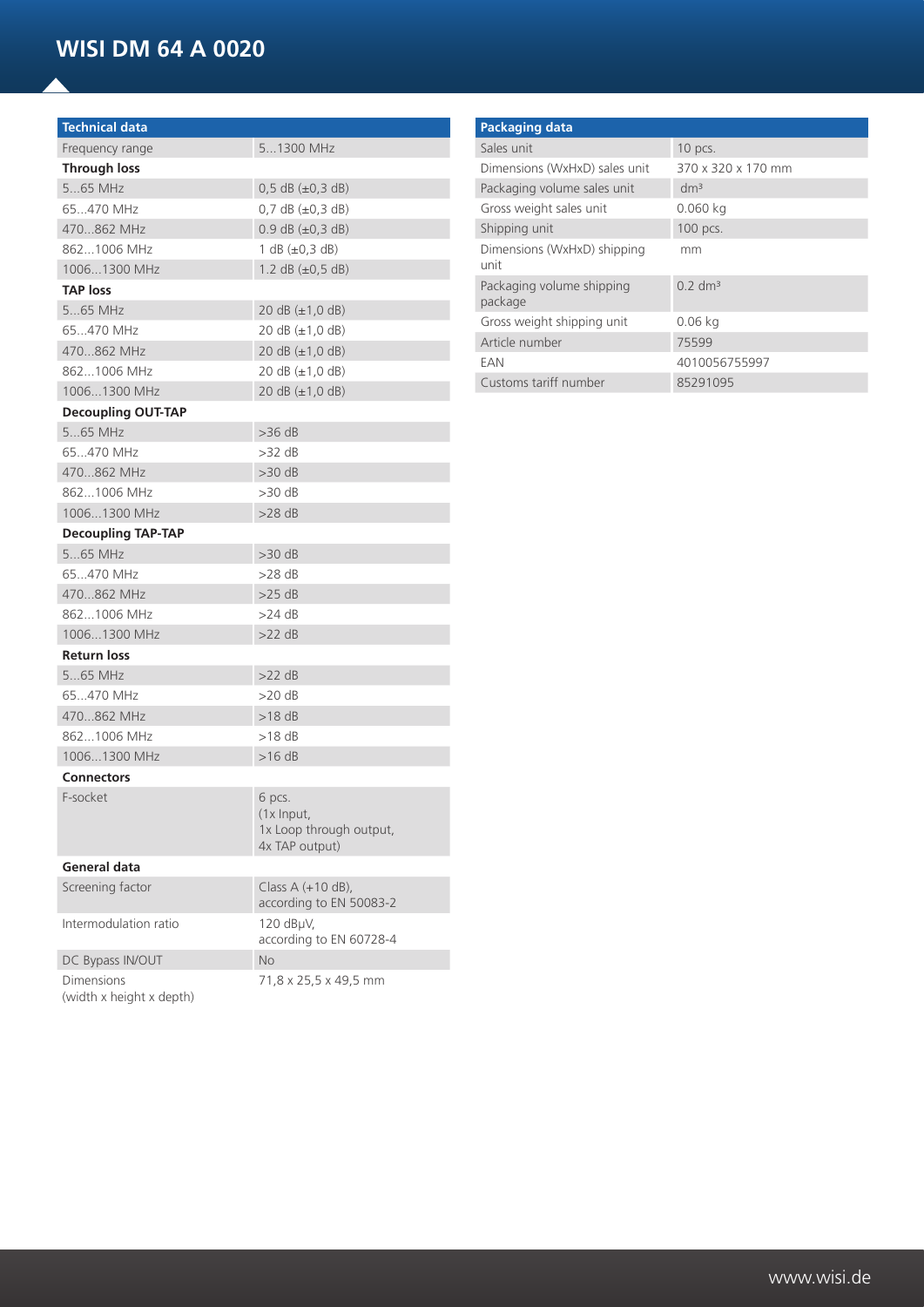# WISI DM 64 A 0020

| Technical data | |
|---|---|
| Frequency range | 5...1300 MHz |
| **Through loss** | |
| 5...65 MHz | 0,5 dB (±0,3 dB) |
| 65...470 MHz | 0,7 dB (±0,3 dB) |
| 470...862 MHz | 0.9 dB (±0,3 dB) |
| 862...1006 MHz | 1 dB (±0,3 dB) |
| 1006...1300 MHz | 1.2 dB (±0,5 dB) |
| **TAP loss** | |
| 5...65 MHz | 20 dB (±1,0 dB) |
| 65...470 MHz | 20 dB (±1,0 dB) |
| 470...862 MHz | 20 dB (±1,0 dB) |
| 862...1006 MHz | 20 dB (±1,0 dB) |
| 1006...1300 MHz | 20 dB (±1,0 dB) |
| **Decoupling OUT-TAP** | |
| 5...65 MHz | >36 dB |
| 65...470 MHz | >32 dB |
| 470...862 MHz | >30 dB |
| 862...1006 MHz | >30 dB |
| 1006...1300 MHz | >28 dB |
| **Decoupling TAP-TAP** | |
| 5...65 MHz | >30 dB |
| 65...470 MHz | >28 dB |
| 470...862 MHz | >25 dB |
| 862...1006 MHz | >24 dB |
| 1006...1300 MHz | >22 dB |
| **Return loss** | |
| 5...65 MHz | >22 dB |
| 65...470 MHz | >20 dB |
| 470...862 MHz | >18 dB |
| 862...1006 MHz | >18 dB |
| 1006...1300 MHz | >16 dB |
| **Connectors** | |
| F-socket | 6 pcs. (1x Input, 1x Loop through output, 4x TAP output) |
| **General data** | |
| Screening factor | Class A (+10 dB), according to EN 50083-2 |
| Intermodulation ratio | 120 dBµV, according to EN 60728-4 |
| DC Bypass IN/OUT | No |
| Dimensions (width x height x depth) | 71,8 x 25,5 x 49,5 mm |

| Packaging data | |
|---|---|
| Sales unit | 10 pcs. |
| Dimensions (WxHxD) sales unit | 370 x 320 x 170 mm |
| Packaging volume sales unit | dm³ |
| Gross weight sales unit | 0.060 kg |
| Shipping unit | 100 pcs. |
| Dimensions (WxHxD) shipping unit | mm |
| Packaging volume shipping package | 0.2 dm³ |
| Gross weight shipping unit | 0.06 kg |
| Article number | 75599 |
| EAN | 4010056755997 |
| Customs tariff number | 85291095 |

www.wisi.de